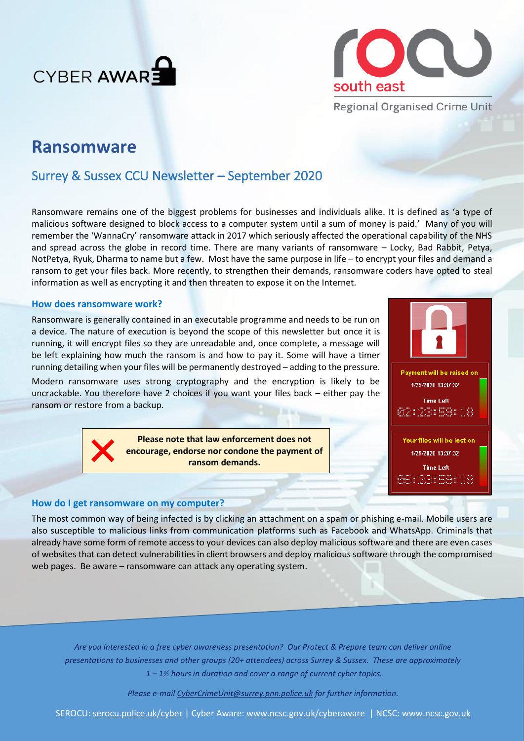# Ransomware

## Surrey & Sussex CCU Newsletter – September 2020

Ransomware remains one of the biggest problems for businesses and individuals alike. It is defined as 'a type of malicious software designed to block access to a computer system until a sum of money is paid.' Many of you will remember the 'WannaCry' ransomware attack in 2017 which seriously affected the operational capability of the NHS and spread across the globe in record time. There are many variants of ransomware – Locky, Bad Rabbit, Petya, NotPetya, Ryuk, Dharma to name but a few. Most have the same purpose in life – to encrypt your files and demand a ransom to get your files back. More recently, to strengthen their demands, ransomware coders have opted to steal information as well as encrypting it and then threaten to expose it on the Internet.

### How does ransomware work?

Ransomware is generally contained in an executable programme and needs to be run on a device. The nature of execution is beyond the scope of this newsletter but once it is running, it will encrypt files so they are unreadable and, once complete, a message will be left explaining how much the ransom is and how to pay it. Some will have a timer running detailing when your files will be permanently destroyed – adding to the pressure.

Modern ransomware uses strong cryptography and the encryption is likely to be uncrackable. You therefore have 2 choices if you want your files back – either pay the ransom or restore from a backup.

**Please note that law enforcement does not encourage, endorse nor condone the payment of ransom demands.**

### How do I get ransomware on my computer?

The most common way of being infected is by clicking an attachment on a spam or phishing e-mail. Mobile users are also susceptible to malicious links from communication platforms such as Facebook and WhatsApp. Criminals that already have some form of remote access to your devices can also deploy malicious software and there are even cases of websites that can detect vulnerabilities in client browsers and deploy malicious software through the compromised web pages. Be aware – ransomware can attack any operating system.

*Are you interested in a free cyber awareness presentation? Our Protect & Prepare team can deliver online presentations to businesses and other groups (20+ attendees) across Surrey & Sussex. These are approximately 1 – 1½ hours in duration and cover a range of current cyber topics.*

*Please e-mail CyberCrimeUnit@surrey.pnn.police.uk for further information.*

SEROCU: serocu.police.uk/cyber | Cyber Aware: www.ncsc.gov.uk/cyberaware | NCSC: www.ncsc.gov.uk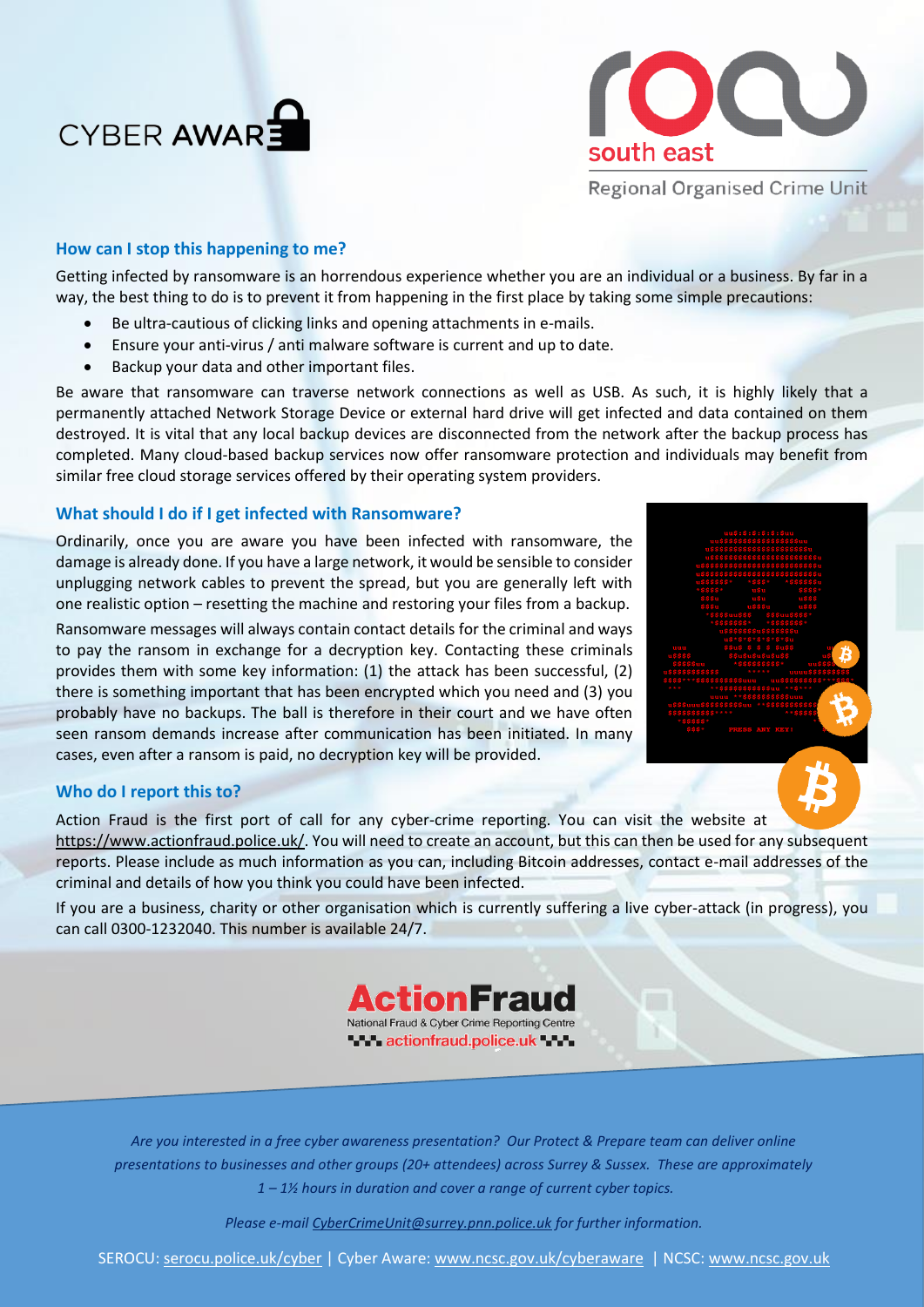## How can I stop this happening to me?

Getting infected by ransomware is an horrendous experience whether you are an individual or a business. By far in a way, the best thing to do is to prevent it from happening in the first place by taking some simple precautions:

- Be ultra-cautious of clicking links and opening attachments in e-mails.
- Ensure your anti-virus / anti malware software is current and up to date.
- Backup your data and other important files.

Be aware that ransomware can traverse network connections as well as USB. As such, it is highly likely that a permanently attached Network Storage Device or external hard drive will get infected and data contained on them destroyed. It is vital that any local backup devices are disconnected from the network after the backup process has completed. Many cloud-based backup services now offer ransomware protection and individuals may benefit from similar free cloud storage services offered by their operating system providers.

## What should I do if I get infected with Ransomware?

Ordinarily, once you are aware you have been infected with ransomware, the damage is already done. If you have a large network, it would be sensible to consider unplugging network cables to prevent the spread, but you are generally left with one realistic option – resetting the machine and restoring your files from a backup.

Ransomware messages will always contain contact details for the criminal and ways to pay the ransom in exchange for a decryption key. Contacting these criminals provides them with some key information: (1) the attack has been successful, (2) there is something important that has been encrypted which you need and (3) you probably have no backups. The ball is therefore in their court and we have often seen ransom demands increase after communication has been initiated. In many cases, even after a ransom is paid, no decryption key will be provided.

## Who do I report this to?

Action Fraud is the first port of call for any cyber-crime reporting. You can visit the website at https://www.actionfraud.police.uk/. You will need to create an account, but this can then be used for any subsequent reports. Please include as much information as you can, including Bitcoin addresses, contact e-mail addresses of the criminal and details of how you think you could have been infected.

If you are a business, charity or other organisation which is currently suffering a live cyber-attack (in progress), you can call 0300-1232040. This number is available 24/7.

ActionFraud
National Fraud & Cyber Crime Reporting Centre
actionfraud.police.uk

*Are you interested in a free cyber awareness presentation? Our Protect & Prepare team can deliver online presentations to businesses and other groups (20+ attendees) across Surrey & Sussex. These are approximately 1 – 1½ hours in duration and cover a range of current cyber topics.*

*Please e-mail CyberCrimeUnit@surrey.pnn.police.uk for further information.*

SEROCU: serocu.police.uk/cyber | Cyber Aware: www.ncsc.gov.uk/cyberaware | NCSC: www.ncsc.gov.uk